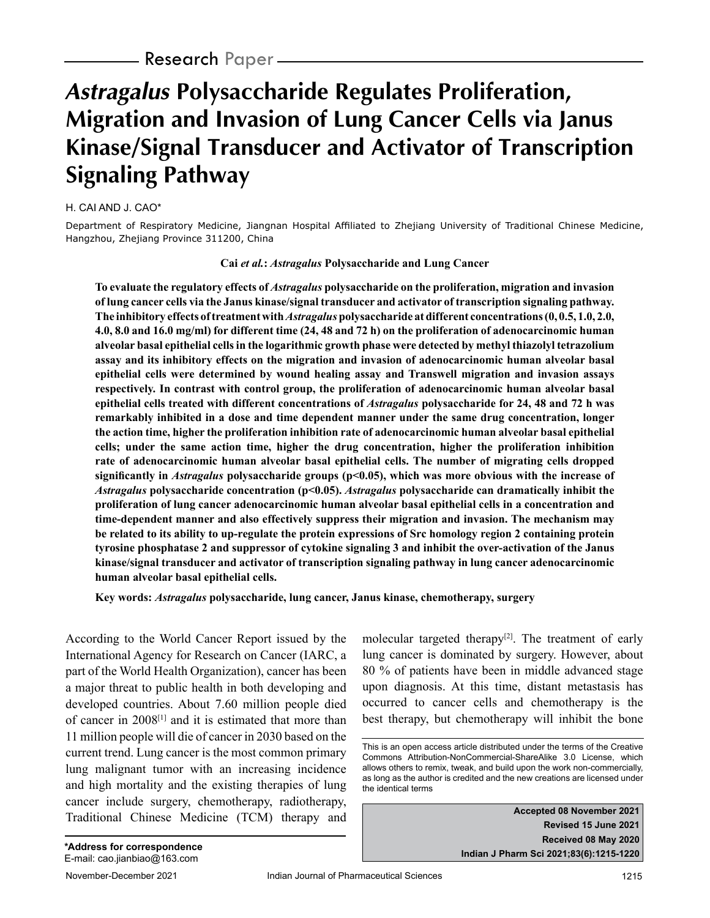Research Paper

# *Astragalus* Polysaccharide Regulates Proliferation, Migration and Invasion of Lung Cancer Cells via Janus Kinase/Signal Transducer and Activator of Transcription Signaling Pathway

H. CAI AND J. CAO*

Department of Respiratory Medicine, Jiangnan Hospital Affiliated to Zhejiang University of Traditional Chinese Medicine, Hangzhou, Zhejiang Province 311200, China

**Cai *et al.*: *Astragalus* Polysaccharide and Lung Cancer**

**To evaluate the regulatory effects of *Astragalus* polysaccharide on the proliferation, migration and invasion of lung cancer cells via the Janus kinase/signal transducer and activator of transcription signaling pathway. The inhibitory effects of treatment with *Astragalus* polysaccharide at different concentrations (0, 0.5, 1.0, 2.0, 4.0, 8.0 and 16.0 mg/ml) for different time (24, 48 and 72 h) on the proliferation of adenocarcinomic human alveolar basal epithelial cells in the logarithmic growth phase were detected by methyl thiazolyl tetrazolium assay and its inhibitory effects on the migration and invasion of adenocarcinomic human alveolar basal epithelial cells were determined by wound healing assay and Transwell migration and invasion assays respectively. In contrast with control group, the proliferation of adenocarcinomic human alveolar basal epithelial cells treated with different concentrations of *Astragalus* polysaccharide for 24, 48 and 72 h was remarkably inhibited in a dose and time dependent manner under the same drug concentration, longer the action time, higher the proliferation inhibition rate of adenocarcinomic human alveolar basal epithelial cells; under the same action time, higher the drug concentration, higher the proliferation inhibition rate of adenocarcinomic human alveolar basal epithelial cells. The number of migrating cells dropped significantly in *Astragalus* polysaccharide groups ($p<0.05$), which was more obvious with the increase of *Astragalus* polysaccharide concentration ($p<0.05$). *Astragalus* polysaccharide can dramatically inhibit the proliferation of lung cancer adenocarcinomic human alveolar basal epithelial cells in a concentration and time-dependent manner and also effectively suppress their migration and invasion. The mechanism may be related to its ability to up-regulate the protein expressions of Src homology region 2 containing protein tyrosine phosphatase 2 and suppressor of cytokine signaling 3 and inhibit the over-activation of the Janus kinase/signal transducer and activator of transcription signaling pathway in lung cancer adenocarcinomic human alveolar basal epithelial cells.**

**Key words: *Astragalus* polysaccharide, lung cancer, Janus kinase, chemotherapy, surgery**

According to the World Cancer Report issued by the International Agency for Research on Cancer (IARC, a part of the World Health Organization), cancer has been a major threat to public health in both developing and developed countries. About 7.60 million people died of cancer in 2008[1] and it is estimated that more than 11 million people will die of cancer in 2030 based on the current trend. Lung cancer is the most common primary lung malignant tumor with an increasing incidence and high mortality and the existing therapies of lung cancer include surgery, chemotherapy, radiotherapy, Traditional Chinese Medicine (TCM) therapy and molecular targeted therapy[2]. The treatment of early lung cancer is dominated by surgery. However, about 80 % of patients have been in middle advanced stage upon diagnosis. At this time, distant metastasis has occurred to cancer cells and chemotherapy is the best therapy, but chemotherapy will inhibit the bone

This is an open access article distributed under the terms of the Creative Commons Attribution-NonCommercial-ShareAlike 3.0 License, which allows others to remix, tweak, and build upon the work non-commercially, as long as the author is credited and the new creations are licensed under the identical terms

**Accepted 08 November 2021**
**Revised 15 June 2021**
**Received 08 May 2020**
**Indian J Pharm Sci 2021;83(6):1215-1220**

***Address for correspondence**
E-mail: cao.jianbiao@163.com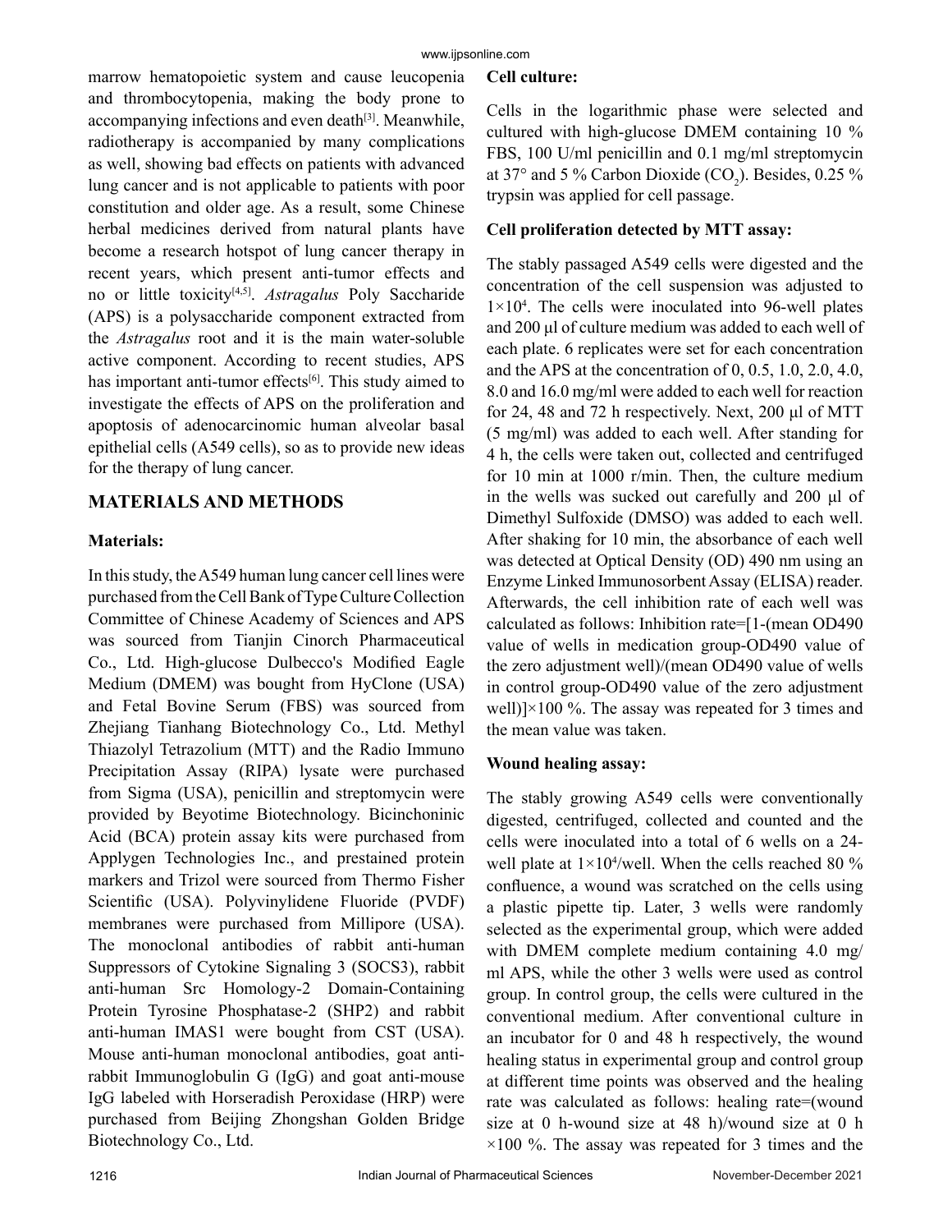marrow hematopoietic system and cause leucopenia and thrombocytopenia, making the body prone to accompanying infections and even death[3]. Meanwhile, radiotherapy is accompanied by many complications as well, showing bad effects on patients with advanced lung cancer and is not applicable to patients with poor constitution and older age. As a result, some Chinese herbal medicines derived from natural plants have become a research hotspot of lung cancer therapy in recent years, which present anti-tumor effects and no or little toxicity[4,5]. *Astragalus* Poly Saccharide (APS) is a polysaccharide component extracted from the *Astragalus* root and it is the main water-soluble active component. According to recent studies, APS has important anti-tumor effects[6]. This study aimed to investigate the effects of APS on the proliferation and apoptosis of adenocarcinomic human alveolar basal epithelial cells (A549 cells), so as to provide new ideas for the therapy of lung cancer.

## MATERIALS AND METHODS

### Materials:

In this study, the A549 human lung cancer cell lines were purchased from the Cell Bank of Type Culture Collection Committee of Chinese Academy of Sciences and APS was sourced from Tianjin Cinorch Pharmaceutical Co., Ltd. High-glucose Dulbecco's Modified Eagle Medium (DMEM) was bought from HyClone (USA) and Fetal Bovine Serum (FBS) was sourced from Zhejiang Tianhang Biotechnology Co., Ltd. Methyl Thiazolyl Tetrazolium (MTT) and the Radio Immuno Precipitation Assay (RIPA) lysate were purchased from Sigma (USA), penicillin and streptomycin were provided by Beyotime Biotechnology. Bicinchoninic Acid (BCA) protein assay kits were purchased from Applygen Technologies Inc., and prestained protein markers and Trizol were sourced from Thermo Fisher Scientific (USA). Polyvinylidene Fluoride (PVDF) membranes were purchased from Millipore (USA). The monoclonal antibodies of rabbit anti-human Suppressors of Cytokine Signaling 3 (SOCS3), rabbit anti-human Src Homology-2 Domain-Containing Protein Tyrosine Phosphatase-2 (SHP2) and rabbit anti-human IMAS1 were bought from CST (USA). Mouse anti-human monoclonal antibodies, goat anti-rabbit Immunoglobulin G (IgG) and goat anti-mouse IgG labeled with Horseradish Peroxidase (HRP) were purchased from Beijing Zhongshan Golden Bridge Biotechnology Co., Ltd.

### Cell culture:

Cells in the logarithmic phase were selected and cultured with high-glucose DMEM containing 10 % FBS, 100 U/ml penicillin and 0.1 mg/ml streptomycin at 37° and 5 % Carbon Dioxide ($CO_2$). Besides, 0.25 % trypsin was applied for cell passage.

### Cell proliferation detected by MTT assay:

The stably passaged A549 cells were digested and the concentration of the cell suspension was adjusted to $1\times10^4$. The cells were inoculated into 96-well plates and 200 µl of culture medium was added to each well of each plate. 6 replicates were set for each concentration and the APS at the concentration of 0, 0.5, 1.0, 2.0, 4.0, 8.0 and 16.0 mg/ml were added to each well for reaction for 24, 48 and 72 h respectively. Next, 200 µl of MTT (5 mg/ml) was added to each well. After standing for 4 h, the cells were taken out, collected and centrifuged for 10 min at 1000 r/min. Then, the culture medium in the wells was sucked out carefully and 200 µl of Dimethyl Sulfoxide (DMSO) was added to each well. After shaking for 10 min, the absorbance of each well was detected at Optical Density (OD) 490 nm using an Enzyme Linked Immunosorbent Assay (ELISA) reader. Afterwards, the cell inhibition rate of each well was calculated as follows: Inhibition rate=[1-(mean OD490 value of wells in medication group-OD490 value of the zero adjustment well)/(mean OD490 value of wells in control group-OD490 value of the zero adjustment well)]×100 %. The assay was repeated for 3 times and the mean value was taken.

### Wound healing assay:

The stably growing A549 cells were conventionally digested, centrifuged, collected and counted and the cells were inoculated into a total of 6 wells on a 24-well plate at $1\times10^4$/well. When the cells reached 80 % confluence, a wound was scratched on the cells using a plastic pipette tip. Later, 3 wells were randomly selected as the experimental group, which were added with DMEM complete medium containing 4.0 mg/ml APS, while the other 3 wells were used as control group. In control group, the cells were cultured in the conventional medium. After conventional culture in an incubator for 0 and 48 h respectively, the wound healing status in experimental group and control group at different time points was observed and the healing rate was calculated as follows: healing rate=(wound size at 0 h-wound size at 48 h)/wound size at 0 h ×100 %. The assay was repeated for 3 times and the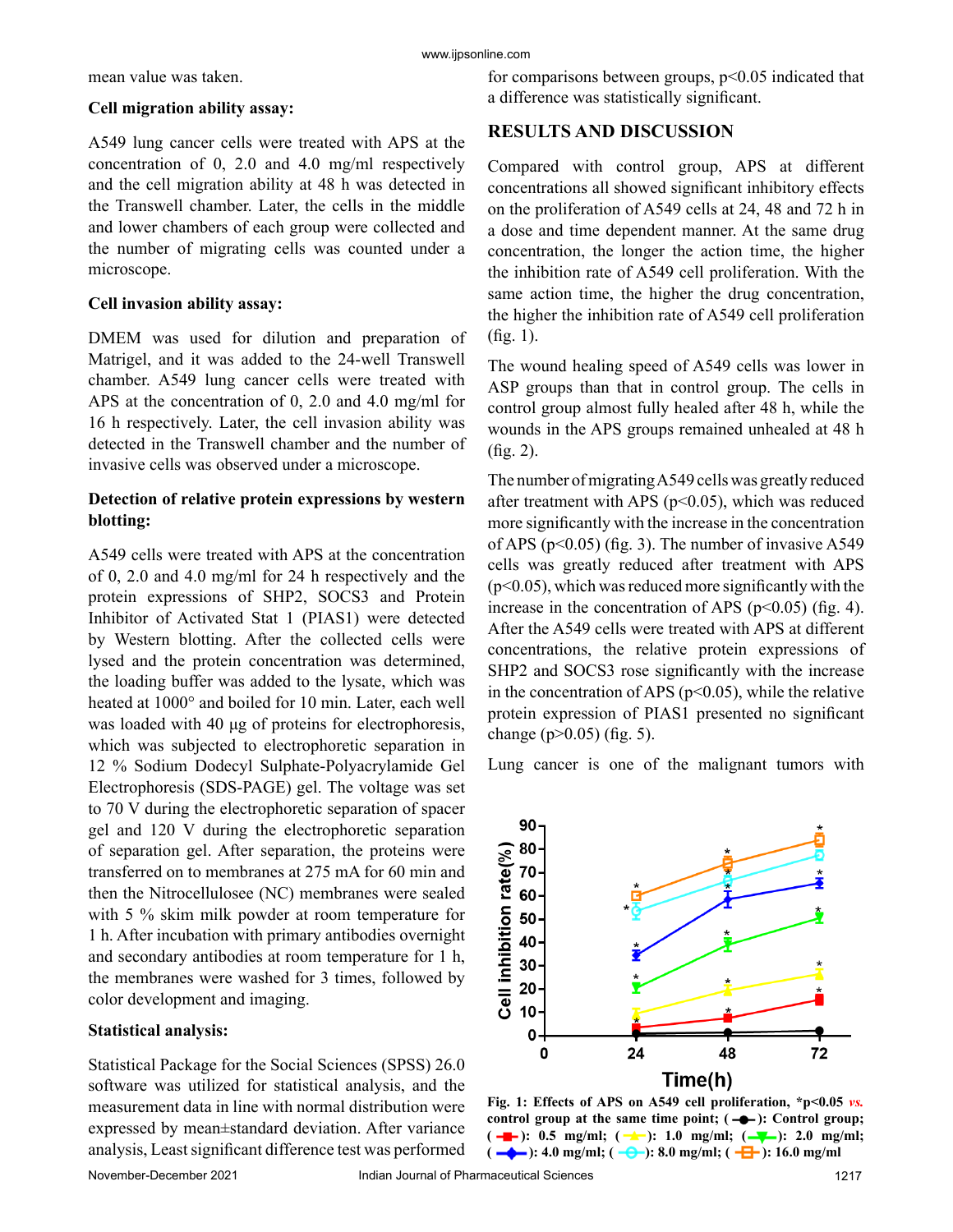mean value was taken.

**Cell migration ability assay:**

A549 lung cancer cells were treated with APS at the concentration of 0, 2.0 and 4.0 mg/ml respectively and the cell migration ability at 48 h was detected in the Transwell chamber. Later, the cells in the middle and lower chambers of each group were collected and the number of migrating cells was counted under a microscope.

**Cell invasion ability assay:**

DMEM was used for dilution and preparation of Matrigel, and it was added to the 24-well Transwell chamber. A549 lung cancer cells were treated with APS at the concentration of 0, 2.0 and 4.0 mg/ml for 16 h respectively. Later, the cell invasion ability was detected in the Transwell chamber and the number of invasive cells was observed under a microscope.

**Detection of relative protein expressions by western blotting:**

A549 cells were treated with APS at the concentration of 0, 2.0 and 4.0 mg/ml for 24 h respectively and the protein expressions of SHP2, SOCS3 and Protein Inhibitor of Activated Stat 1 (PIAS1) were detected by Western blotting. After the collected cells were lysed and the protein concentration was determined, the loading buffer was added to the lysate, which was heated at 1000° and boiled for 10 min. Later, each well was loaded with 40 μg of proteins for electrophoresis, which was subjected to electrophoretic separation in 12 % Sodium Dodecyl Sulphate-Polyacrylamide Gel Electrophoresis (SDS-PAGE) gel. The voltage was set to 70 V during the electrophoretic separation of spacer gel and 120 V during the electrophoretic separation of separation gel. After separation, the proteins were transferred on to membranes at 275 mA for 60 min and then the Nitrocellulosee (NC) membranes were sealed with 5 % skim milk powder at room temperature for 1 h. After incubation with primary antibodies overnight and secondary antibodies at room temperature for 1 h, the membranes were washed for 3 times, followed by color development and imaging.

**Statistical analysis:**

Statistical Package for the Social Sciences (SPSS) 26.0 software was utilized for statistical analysis, and the measurement data in line with normal distribution were expressed by mean±standard deviation. After variance analysis, Least significant difference test was performed for comparisons between groups, $p<0.05$ indicated that a difference was statistically significant.

## RESULTS AND DISCUSSION

Compared with control group, APS at different concentrations all showed significant inhibitory effects on the proliferation of A549 cells at 24, 48 and 72 h in a dose and time dependent manner. At the same drug concentration, the longer the action time, the higher the inhibition rate of A549 cell proliferation. With the same action time, the higher the drug concentration, the higher the inhibition rate of A549 cell proliferation (fig. 1).

The wound healing speed of A549 cells was lower in ASP groups than that in control group. The cells in control group almost fully healed after 48 h, while the wounds in the APS groups remained unhealed at 48 h (fig. 2).

The number of migrating A549 cells was greatly reduced after treatment with APS ($p<0.05$), which was reduced more significantly with the increase in the concentration of APS ($p<0.05$) (fig. 3). The number of invasive A549 cells was greatly reduced after treatment with APS ($p<0.05$), which was reduced more significantly with the increase in the concentration of APS ($p<0.05$) (fig. 4). After the A549 cells were treated with APS at different concentrations, the relative protein expressions of SHP2 and SOCS3 rose significantly with the increase in the concentration of APS ($p<0.05$), while the relative protein expression of PIAS1 presented no significant change ($p>0.05$) (fig. 5).

Lung cancer is one of the malignant tumors with

**Fig. 1: Effects of APS on A549 cell proliferation, *$p<0.05$ *vs.* control group at the same time point; (—●—): Control group; (—■—): 0.5 mg/ml; (—▲—): 1.0 mg/ml; (—▼—): 2.0 mg/ml; (—◆—): 4.0 mg/ml; (—○—): 8.0 mg/ml; (—□—): 16.0 mg/ml**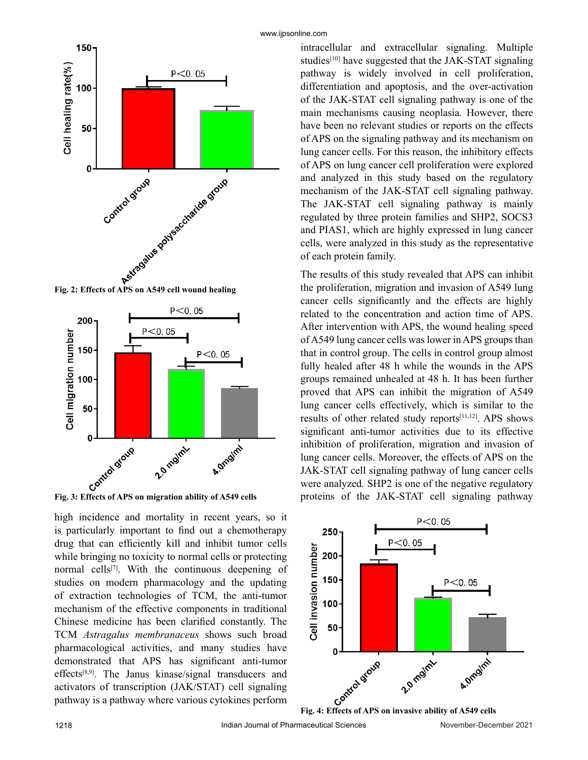Fig. 2: Effects of APS on A549 cell wound healing

Fig. 3: Effects of APS on migration ability of A549 cells

high incidence and mortality in recent years, so it is particularly important to find out a chemotherapy drug that can efficiently kill and inhibit tumor cells while bringing no toxicity to normal cells or protecting normal cells[7]. With the continuous deepening of studies on modern pharmacology and the updating of extraction technologies of TCM, the anti-tumor mechanism of the effective components in traditional Chinese medicine has been clarified constantly. The TCM *Astragalus membranaceus* shows such broad pharmacological activities, and many studies have demonstrated that APS has significant anti-tumor effects[8,9]. The Janus kinase/signal transducers and activators of transcription (JAK/STAT) cell signaling pathway is a pathway where various cytokines perform intracellular and extracellular signaling. Multiple studies[10] have suggested that the JAK-STAT signaling pathway is widely involved in cell proliferation, differentiation and apoptosis, and the over-activation of the JAK-STAT cell signaling pathway is one of the main mechanisms causing neoplasia. However, there have been no relevant studies or reports on the effects of APS on the signaling pathway and its mechanism on lung cancer cells. For this reason, the inhibitory effects of APS on lung cancer cell proliferation were explored and analyzed in this study based on the regulatory mechanism of the JAK-STAT cell signaling pathway. The JAK-STAT cell signaling pathway is mainly regulated by three protein families and SHP2, SOCS3 and PIAS1, which are highly expressed in lung cancer cells, were analyzed in this study as the representative of each protein family.

The results of this study revealed that APS can inhibit the proliferation, migration and invasion of A549 lung cancer cells significantly and the effects are highly related to the concentration and action time of APS. After intervention with APS, the wound healing speed of A549 lung cancer cells was lower in APS groups than that in control group. The cells in control group almost fully healed after 48 h while the wounds in the APS groups remained unhealed at 48 h. It has been further proved that APS can inhibit the migration of A549 lung cancer cells effectively, which is similar to the results of other related study reports[11,12]. APS shows significant anti-tumor activities due to its effective inhibition of proliferation, migration and invasion of lung cancer cells. Moreover, the effects of APS on the JAK-STAT cell signaling pathway of lung cancer cells were analyzed. SHP2 is one of the negative regulatory proteins of the JAK-STAT cell signaling pathway

Fig. 4: Effects of APS on invasive ability of A549 cells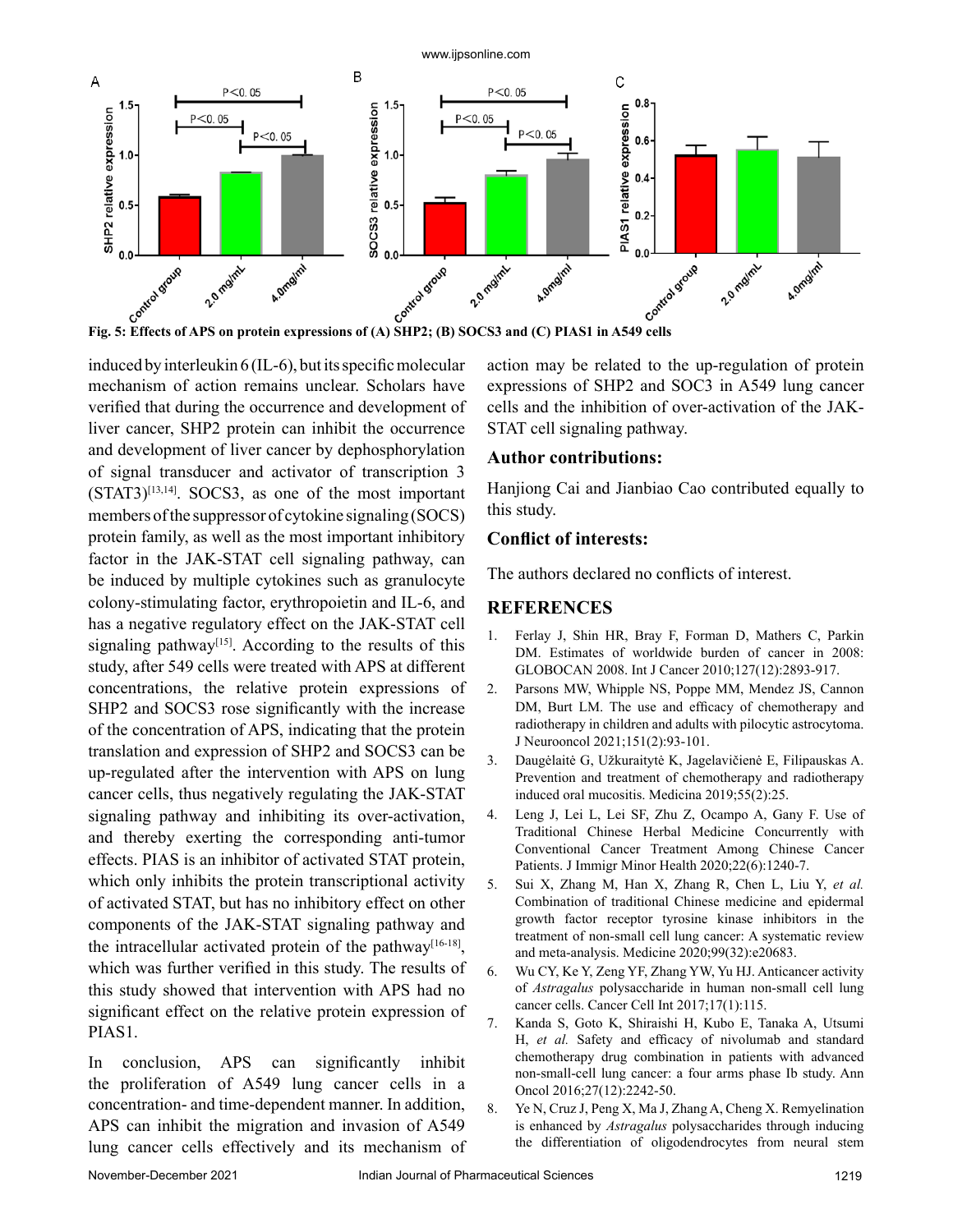Fig. 5: Effects of APS on protein expressions of (A) SHP2; (B) SOCS3 and (C) PIAS1 in A549 cells

induced by interleukin 6 (IL-6), but its specific molecular mechanism of action remains unclear. Scholars have verified that during the occurrence and development of liver cancer, SHP2 protein can inhibit the occurrence and development of liver cancer by dephosphorylation of signal transducer and activator of transcription 3 (STAT3)[13,14]. SOCS3, as one of the most important members of the suppressor of cytokine signaling (SOCS) protein family, as well as the most important inhibitory factor in the JAK-STAT cell signaling pathway, can be induced by multiple cytokines such as granulocyte colony-stimulating factor, erythropoietin and IL-6, and has a negative regulatory effect on the JAK-STAT cell signaling pathway[15]. According to the results of this study, after 549 cells were treated with APS at different concentrations, the relative protein expressions of SHP2 and SOCS3 rose significantly with the increase of the concentration of APS, indicating that the protein translation and expression of SHP2 and SOCS3 can be up-regulated after the intervention with APS on lung cancer cells, thus negatively regulating the JAK-STAT signaling pathway and inhibiting its over-activation, and thereby exerting the corresponding anti-tumor effects. PIAS is an inhibitor of activated STAT protein, which only inhibits the protein transcriptional activity of activated STAT, but has no inhibitory effect on other components of the JAK-STAT signaling pathway and the intracellular activated protein of the pathway[16-18], which was further verified in this study. The results of this study showed that intervention with APS had no significant effect on the relative protein expression of PIAS1.

In conclusion, APS can significantly inhibit the proliferation of A549 lung cancer cells in a concentration- and time-dependent manner. In addition, APS can inhibit the migration and invasion of A549 lung cancer cells effectively and its mechanism of action may be related to the up-regulation of protein expressions of SHP2 and SOC3 in A549 lung cancer cells and the inhibition of over-activation of the JAK-STAT cell signaling pathway.

## Author contributions:

Hanjiong Cai and Jianbiao Cao contributed equally to this study.

## Conflict of interests:

The authors declared no conflicts of interest.

## REFERENCES

1. Ferlay J, Shin HR, Bray F, Forman D, Mathers C, Parkin DM. Estimates of worldwide burden of cancer in 2008: GLOBOCAN 2008. Int J Cancer 2010;127(12):2893-917.
2. Parsons MW, Whipple NS, Poppe MM, Mendez JS, Cannon DM, Burt LM. The use and efficacy of chemotherapy and radiotherapy in children and adults with pilocytic astrocytoma. J Neurooncol 2021;151(2):93-101.
3. Daugėlaitė G, Užkuraitytė K, Jagelavičienė E, Filipauskas A. Prevention and treatment of chemotherapy and radiotherapy induced oral mucositis. Medicina 2019;55(2):25.
4. Leng J, Lei L, Lei SF, Zhu Z, Ocampo A, Gany F. Use of Traditional Chinese Herbal Medicine Concurrently with Conventional Cancer Treatment Among Chinese Cancer Patients. J Immigr Minor Health 2020;22(6):1240-7.
5. Sui X, Zhang M, Han X, Zhang R, Chen L, Liu Y, *et al.* Combination of traditional Chinese medicine and epidermal growth factor receptor tyrosine kinase inhibitors in the treatment of non-small cell lung cancer: A systematic review and meta-analysis. Medicine 2020;99(32):e20683.
6. Wu CY, Ke Y, Zeng YF, Zhang YW, Yu HJ. Anticancer activity of *Astragalus* polysaccharide in human non-small cell lung cancer cells. Cancer Cell Int 2017;17(1):115.
7. Kanda S, Goto K, Shiraishi H, Kubo E, Tanaka A, Utsumi H, *et al.* Safety and efficacy of nivolumab and standard chemotherapy drug combination in patients with advanced non-small-cell lung cancer: a four arms phase Ib study. Ann Oncol 2016;27(12):2242-50.
8. Ye N, Cruz J, Peng X, Ma J, Zhang A, Cheng X. Remyelination is enhanced by *Astragalus* polysaccharides through inducing the differentiation of oligodendrocytes from neural stem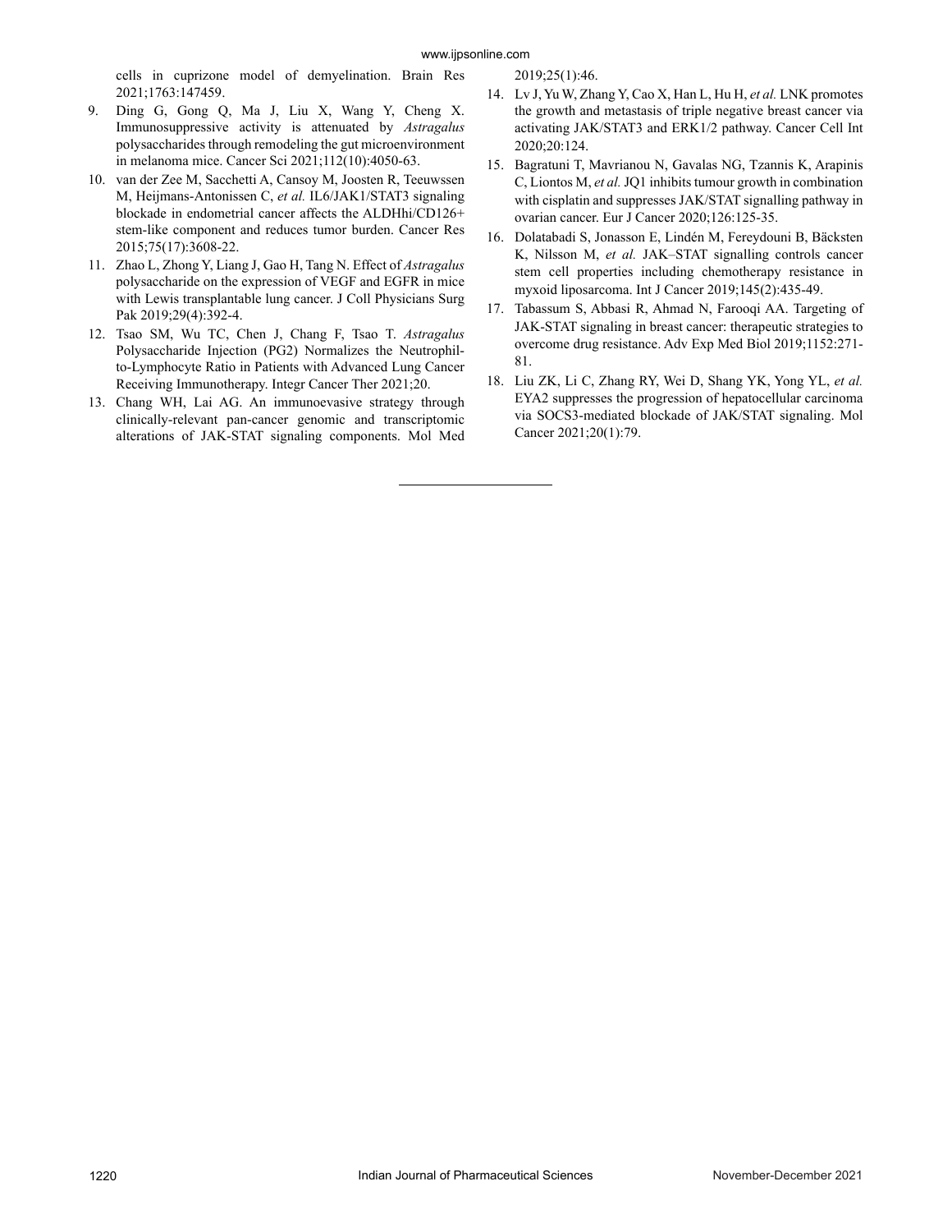cells in cuprizone model of demyelination. Brain Res 2021;1763:147459.

9. Ding G, Gong Q, Ma J, Liu X, Wang Y, Cheng X. Immunosuppressive activity is attenuated by *Astragalus* polysaccharides through remodeling the gut microenvironment in melanoma mice. Cancer Sci 2021;112(10):4050-63.
10. van der Zee M, Sacchetti A, Cansoy M, Joosten R, Teeuwssen M, Heijmans-Antonissen C, *et al.* IL6/JAK1/STAT3 signaling blockade in endometrial cancer affects the ALDHhi/CD126+ stem-like component and reduces tumor burden. Cancer Res 2015;75(17):3608-22.
11. Zhao L, Zhong Y, Liang J, Gao H, Tang N. Effect of *Astragalus* polysaccharide on the expression of VEGF and EGFR in mice with Lewis transplantable lung cancer. J Coll Physicians Surg Pak 2019;29(4):392-4.
12. Tsao SM, Wu TC, Chen J, Chang F, Tsao T. *Astragalus* Polysaccharide Injection (PG2) Normalizes the Neutrophil-to-Lymphocyte Ratio in Patients with Advanced Lung Cancer Receiving Immunotherapy. Integr Cancer Ther 2021;20.
13. Chang WH, Lai AG. An immunoevasive strategy through clinically-relevant pan-cancer genomic and transcriptomic alterations of JAK-STAT signaling components. Mol Med 2019;25(1):46.
14. Lv J, Yu W, Zhang Y, Cao X, Han L, Hu H, *et al.* LNK promotes the growth and metastasis of triple negative breast cancer via activating JAK/STAT3 and ERK1/2 pathway. Cancer Cell Int 2020;20:124.
15. Bagratuni T, Mavrianou N, Gavalas NG, Tzannis K, Arapinis C, Liontos M, *et al.* JQ1 inhibits tumour growth in combination with cisplatin and suppresses JAK/STAT signalling pathway in ovarian cancer. Eur J Cancer 2020;126:125-35.
16. Dolatabadi S, Jonasson E, Lindén M, Fereydouni B, Bäcksten K, Nilsson M, *et al.* JAK–STAT signalling controls cancer stem cell properties including chemotherapy resistance in myxoid liposarcoma. Int J Cancer 2019;145(2):435-49.
17. Tabassum S, Abbasi R, Ahmad N, Farooqi AA. Targeting of JAK-STAT signaling in breast cancer: therapeutic strategies to overcome drug resistance. Adv Exp Med Biol 2019;1152:271-81.
18. Liu ZK, Li C, Zhang RY, Wei D, Shang YK, Yong YL, *et al.* EYA2 suppresses the progression of hepatocellular carcinoma via SOCS3-mediated blockade of JAK/STAT signaling. Mol Cancer 2021;20(1):79.